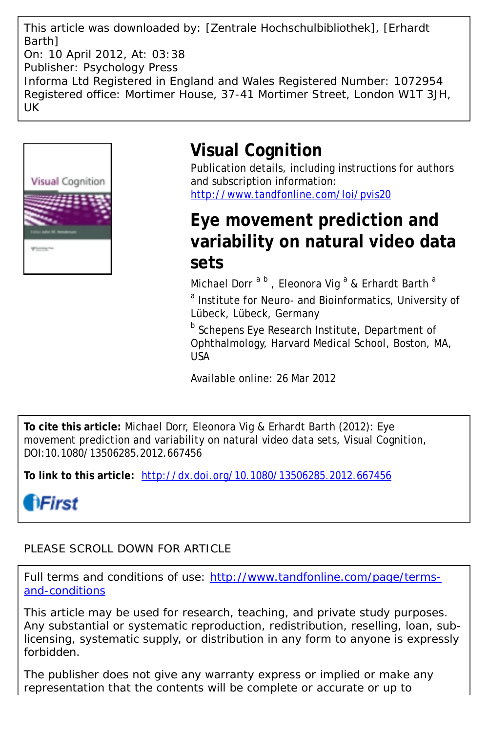This article was downloaded by: [Zentrale Hochschulbibliothek], [Erhardt Barth]
On: 10 April 2012, At: 03:38
Publisher: Psychology Press
Informa Ltd Registered in England and Wales Registered Number: 1072954
Registered office: Mortimer House, 37-41 Mortimer Street, London W1T 3JH, UK

# Visual Cognition

Publication details, including instructions for authors and subscription information:
http://www.tandfonline.com/loi/pvis20

## Eye movement prediction and variability on natural video data sets

Michael Dorr [a] [b] , Eleonora Vig [a] & Erhardt Barth [a]

[a] Institute for Neuro- and Bioinformatics, University of Lübeck, Lübeck, Germany

[b] Schepens Eye Research Institute, Department of Ophthalmology, Harvard Medical School, Boston, MA, USA

Available online: 26 Mar 2012

**To cite this article:** Michael Dorr, Eleonora Vig & Erhardt Barth (2012): Eye movement prediction and variability on natural video data sets, Visual Cognition, DOI:10.1080/13506285.2012.667456

**To link to this article:** http://dx.doi.org/10.1080/13506285.2012.667456

PLEASE SCROLL DOWN FOR ARTICLE

Full terms and conditions of use: http://www.tandfonline.com/page/terms-and-conditions

This article may be used for research, teaching, and private study purposes. Any substantial or systematic reproduction, redistribution, reselling, loan, sub-licensing, systematic supply, or distribution in any form to anyone is expressly forbidden.

The publisher does not give any warranty express or implied or make any representation that the contents will be complete or accurate or up to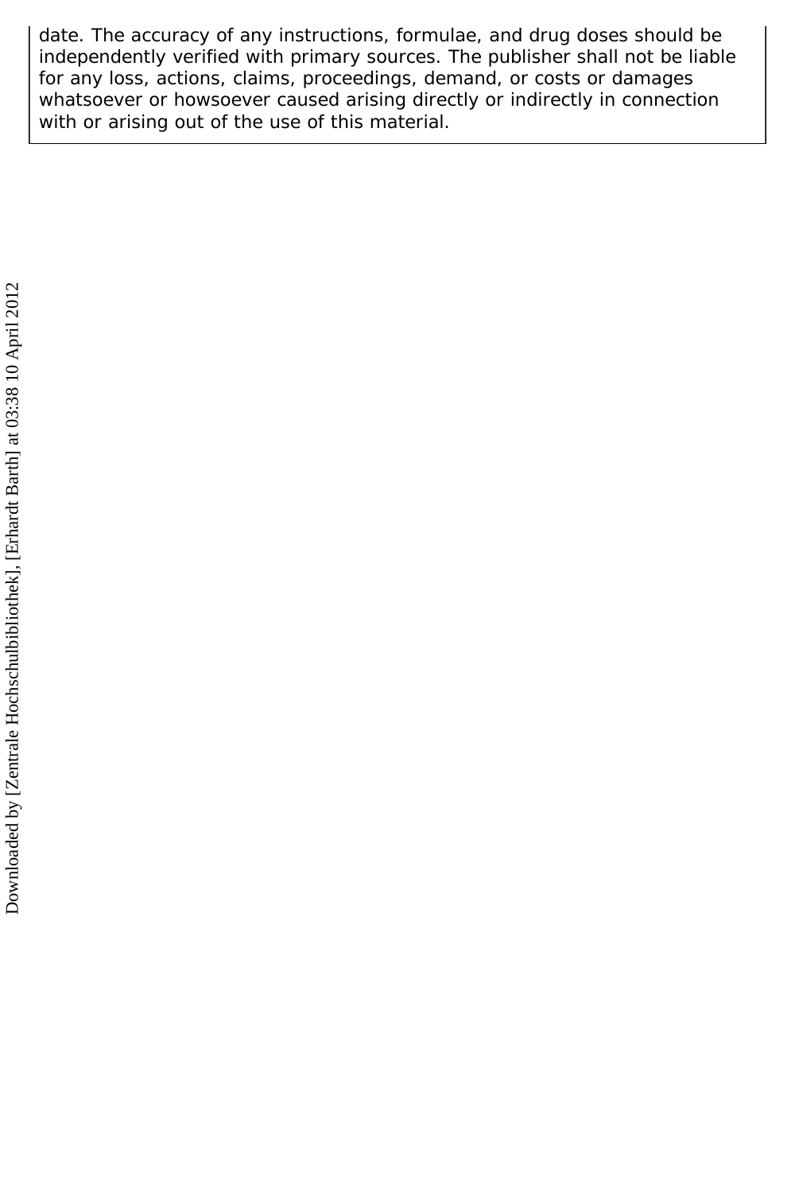date. The accuracy of any instructions, formulae, and drug doses should be independently verified with primary sources. The publisher shall not be liable for any loss, actions, claims, proceedings, demand, or costs or damages whatsoever or howsoever caused arising directly or indirectly in connection with or arising out of the use of this material.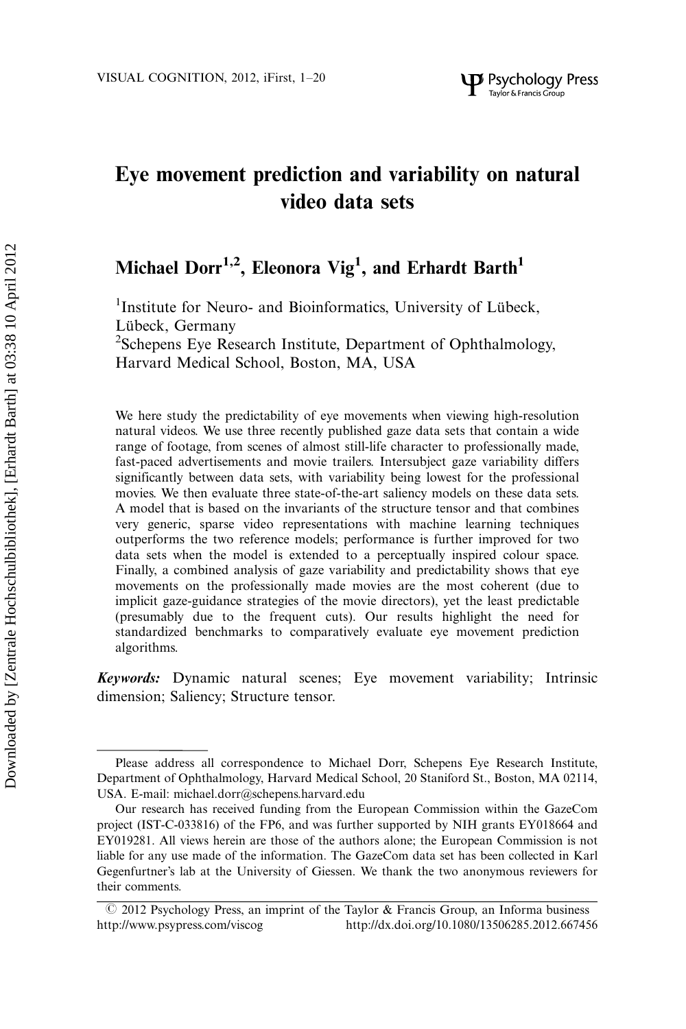# Eye movement prediction and variability on natural video data sets

**Michael Dorr[1,2], Eleonora Vig[1], and Erhardt Barth[1]**

[1]Institute for Neuro- and Bioinformatics, University of Lübeck, Lübeck, Germany

[2]Schepens Eye Research Institute, Department of Ophthalmology, Harvard Medical School, Boston, MA, USA

We here study the predictability of eye movements when viewing high-resolution natural videos. We use three recently published gaze data sets that contain a wide range of footage, from scenes of almost still-life character to professionally made, fast-paced advertisements and movie trailers. Intersubject gaze variability differs significantly between data sets, with variability being lowest for the professional movies. We then evaluate three state-of-the-art saliency models on these data sets. A model that is based on the invariants of the structure tensor and that combines very generic, sparse video representations with machine learning techniques outperforms the two reference models; performance is further improved for two data sets when the model is extended to a perceptually inspired colour space. Finally, a combined analysis of gaze variability and predictability shows that eye movements on the professionally made movies are the most coherent (due to implicit gaze-guidance strategies of the movie directors), yet the least predictable (presumably due to the frequent cuts). Our results highlight the need for standardized benchmarks to comparatively evaluate eye movement prediction algorithms.

***Keywords:*** Dynamic natural scenes; Eye movement variability; Intrinsic dimension; Saliency; Structure tensor.

---

Please address all correspondence to Michael Dorr, Schepens Eye Research Institute, Department of Ophthalmology, Harvard Medical School, 20 Staniford St., Boston, MA 02114, USA. E-mail: michael.dorr@schepens.harvard.edu

Our research has received funding from the European Commission within the GazeCom project (IST-C-033816) of the FP6, and was further supported by NIH grants EY018664 and EY019281. All views herein are those of the authors alone; the European Commission is not liable for any use made of the information. The GazeCom data set has been collected in Karl Gegenfurtner's lab at the University of Giessen. We thank the two anonymous reviewers for their comments.

© 2012 Psychology Press, an imprint of the Taylor & Francis Group, an Informa business
http://www.psypress.com/viscog http://dx.doi.org/10.1080/13506285.2012.667456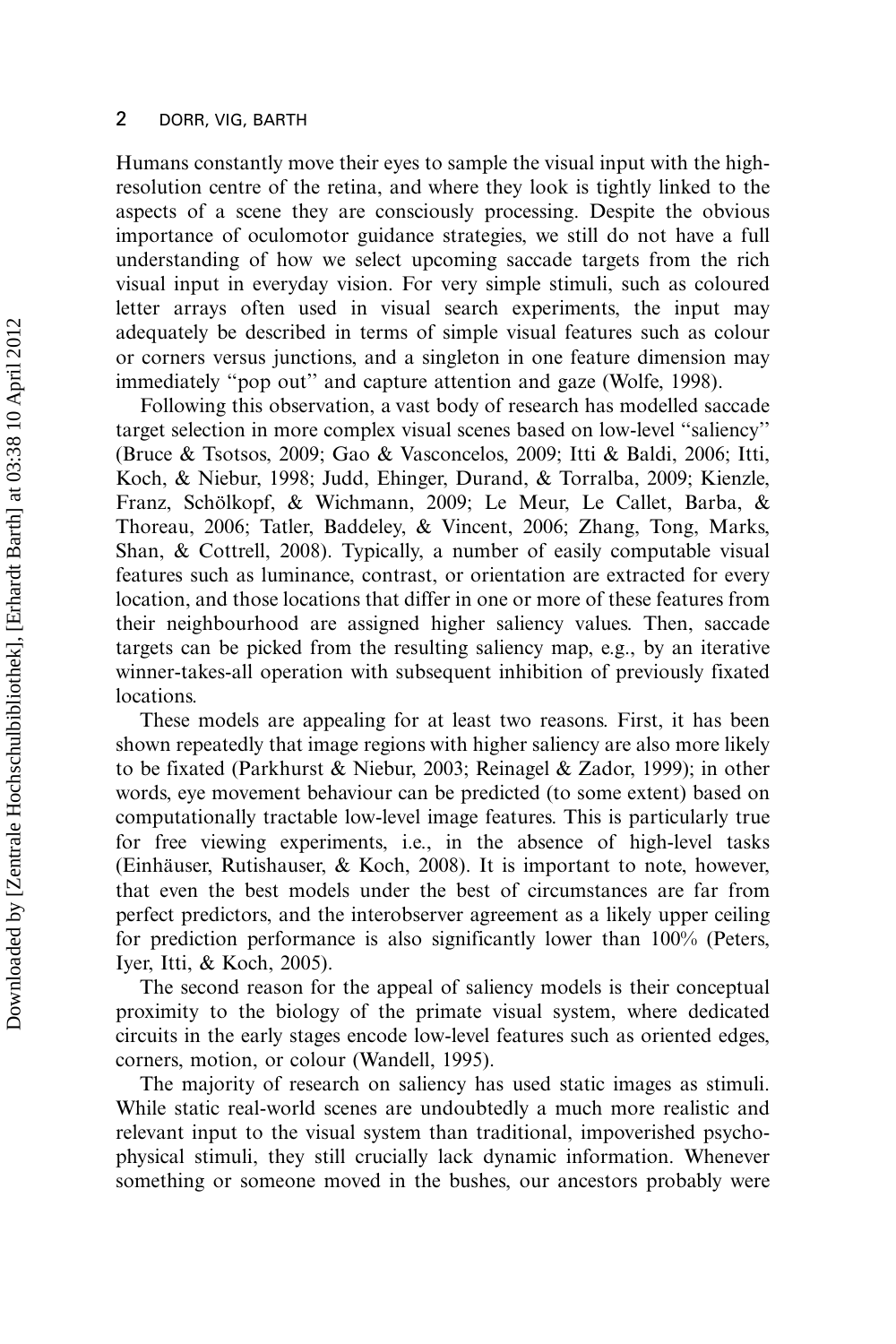Humans constantly move their eyes to sample the visual input with the high-resolution centre of the retina, and where they look is tightly linked to the aspects of a scene they are consciously processing. Despite the obvious importance of oculomotor guidance strategies, we still do not have a full understanding of how we select upcoming saccade targets from the rich visual input in everyday vision. For very simple stimuli, such as coloured letter arrays often used in visual search experiments, the input may adequately be described in terms of simple visual features such as colour or corners versus junctions, and a singleton in one feature dimension may immediately "pop out" and capture attention and gaze (Wolfe, 1998).

Following this observation, a vast body of research has modelled saccade target selection in more complex visual scenes based on low-level "saliency" (Bruce & Tsotsos, 2009; Gao & Vasconcelos, 2009; Itti & Baldi, 2006; Itti, Koch, & Niebur, 1998; Judd, Ehinger, Durand, & Torralba, 2009; Kienzle, Franz, Schölkopf, & Wichmann, 2009; Le Meur, Le Callet, Barba, & Thoreau, 2006; Tatler, Baddeley, & Vincent, 2006; Zhang, Tong, Marks, Shan, & Cottrell, 2008). Typically, a number of easily computable visual features such as luminance, contrast, or orientation are extracted for every location, and those locations that differ in one or more of these features from their neighbourhood are assigned higher saliency values. Then, saccade targets can be picked from the resulting saliency map, e.g., by an iterative winner-takes-all operation with subsequent inhibition of previously fixated locations.

These models are appealing for at least two reasons. First, it has been shown repeatedly that image regions with higher saliency are also more likely to be fixated (Parkhurst & Niebur, 2003; Reinagel & Zador, 1999); in other words, eye movement behaviour can be predicted (to some extent) based on computationally tractable low-level image features. This is particularly true for free viewing experiments, i.e., in the absence of high-level tasks (Einhäuser, Rutishauser, & Koch, 2008). It is important to note, however, that even the best models under the best of circumstances are far from perfect predictors, and the interobserver agreement as a likely upper ceiling for prediction performance is also significantly lower than 100% (Peters, Iyer, Itti, & Koch, 2005).

The second reason for the appeal of saliency models is their conceptual proximity to the biology of the primate visual system, where dedicated circuits in the early stages encode low-level features such as oriented edges, corners, motion, or colour (Wandell, 1995).

The majority of research on saliency has used static images as stimuli. While static real-world scenes are undoubtedly a much more realistic and relevant input to the visual system than traditional, impoverished psychophysical stimuli, they still crucially lack dynamic information. Whenever something or someone moved in the bushes, our ancestors probably were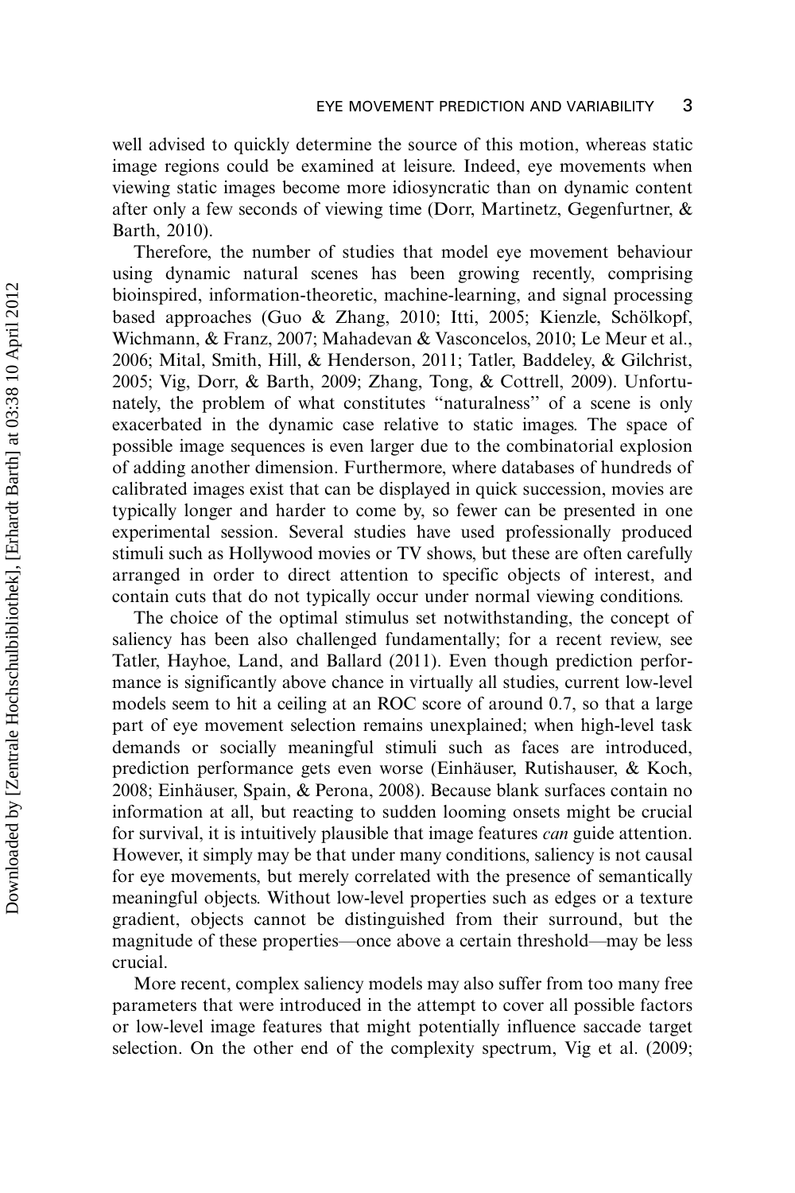well advised to quickly determine the source of this motion, whereas static image regions could be examined at leisure. Indeed, eye movements when viewing static images become more idiosyncratic than on dynamic content after only a few seconds of viewing time (Dorr, Martinetz, Gegenfurtner, & Barth, 2010).

Therefore, the number of studies that model eye movement behaviour using dynamic natural scenes has been growing recently, comprising bioinspired, information-theoretic, machine-learning, and signal processing based approaches (Guo & Zhang, 2010; Itti, 2005; Kienzle, Schölkopf, Wichmann, & Franz, 2007; Mahadevan & Vasconcelos, 2010; Le Meur et al., 2006; Mital, Smith, Hill, & Henderson, 2011; Tatler, Baddeley, & Gilchrist, 2005; Vig, Dorr, & Barth, 2009; Zhang, Tong, & Cottrell, 2009). Unfortunately, the problem of what constitutes "naturalness" of a scene is only exacerbated in the dynamic case relative to static images. The space of possible image sequences is even larger due to the combinatorial explosion of adding another dimension. Furthermore, where databases of hundreds of calibrated images exist that can be displayed in quick succession, movies are typically longer and harder to come by, so fewer can be presented in one experimental session. Several studies have used professionally produced stimuli such as Hollywood movies or TV shows, but these are often carefully arranged in order to direct attention to specific objects of interest, and contain cuts that do not typically occur under normal viewing conditions.

The choice of the optimal stimulus set notwithstanding, the concept of saliency has been also challenged fundamentally; for a recent review, see Tatler, Hayhoe, Land, and Ballard (2011). Even though prediction performance is significantly above chance in virtually all studies, current low-level models seem to hit a ceiling at an ROC score of around 0.7, so that a large part of eye movement selection remains unexplained; when high-level task demands or socially meaningful stimuli such as faces are introduced, prediction performance gets even worse (Einhäuser, Rutishauser, & Koch, 2008; Einhäuser, Spain, & Perona, 2008). Because blank surfaces contain no information at all, but reacting to sudden looming onsets might be crucial for survival, it is intuitively plausible that image features *can* guide attention. However, it simply may be that under many conditions, saliency is not causal for eye movements, but merely correlated with the presence of semantically meaningful objects. Without low-level properties such as edges or a texture gradient, objects cannot be distinguished from their surround, but the magnitude of these properties—once above a certain threshold—may be less crucial.

More recent, complex saliency models may also suffer from too many free parameters that were introduced in the attempt to cover all possible factors or low-level image features that might potentially influence saccade target selection. On the other end of the complexity spectrum, Vig et al. (2009;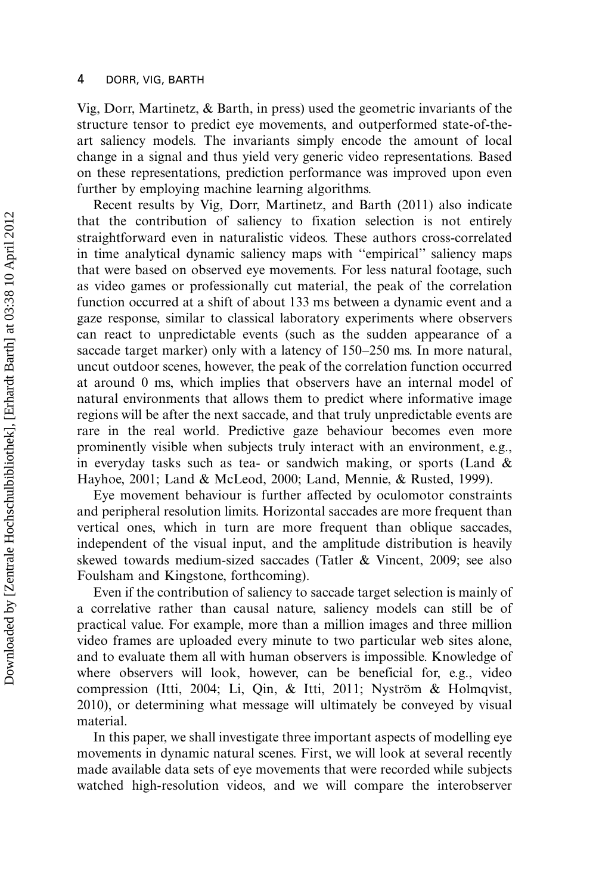Vig, Dorr, Martinetz, & Barth, in press) used the geometric invariants of the structure tensor to predict eye movements, and outperformed state-of-the-art saliency models. The invariants simply encode the amount of local change in a signal and thus yield very generic video representations. Based on these representations, prediction performance was improved upon even further by employing machine learning algorithms.

Recent results by Vig, Dorr, Martinetz, and Barth (2011) also indicate that the contribution of saliency to fixation selection is not entirely straightforward even in naturalistic videos. These authors cross-correlated in time analytical dynamic saliency maps with "empirical" saliency maps that were based on observed eye movements. For less natural footage, such as video games or professionally cut material, the peak of the correlation function occurred at a shift of about 133 ms between a dynamic event and a gaze response, similar to classical laboratory experiments where observers can react to unpredictable events (such as the sudden appearance of a saccade target marker) only with a latency of 150–250 ms. In more natural, uncut outdoor scenes, however, the peak of the correlation function occurred at around 0 ms, which implies that observers have an internal model of natural environments that allows them to predict where informative image regions will be after the next saccade, and that truly unpredictable events are rare in the real world. Predictive gaze behaviour becomes even more prominently visible when subjects truly interact with an environment, e.g., in everyday tasks such as tea- or sandwich making, or sports (Land & Hayhoe, 2001; Land & McLeod, 2000; Land, Mennie, & Rusted, 1999).

Eye movement behaviour is further affected by oculomotor constraints and peripheral resolution limits. Horizontal saccades are more frequent than vertical ones, which in turn are more frequent than oblique saccades, independent of the visual input, and the amplitude distribution is heavily skewed towards medium-sized saccades (Tatler & Vincent, 2009; see also Foulsham and Kingstone, forthcoming).

Even if the contribution of saliency to saccade target selection is mainly of a correlative rather than causal nature, saliency models can still be of practical value. For example, more than a million images and three million video frames are uploaded every minute to two particular web sites alone, and to evaluate them all with human observers is impossible. Knowledge of where observers will look, however, can be beneficial for, e.g., video compression (Itti, 2004; Li, Qin, & Itti, 2011; Nyström & Holmqvist, 2010), or determining what message will ultimately be conveyed by visual material.

In this paper, we shall investigate three important aspects of modelling eye movements in dynamic natural scenes. First, we will look at several recently made available data sets of eye movements that were recorded while subjects watched high-resolution videos, and we will compare the interobserver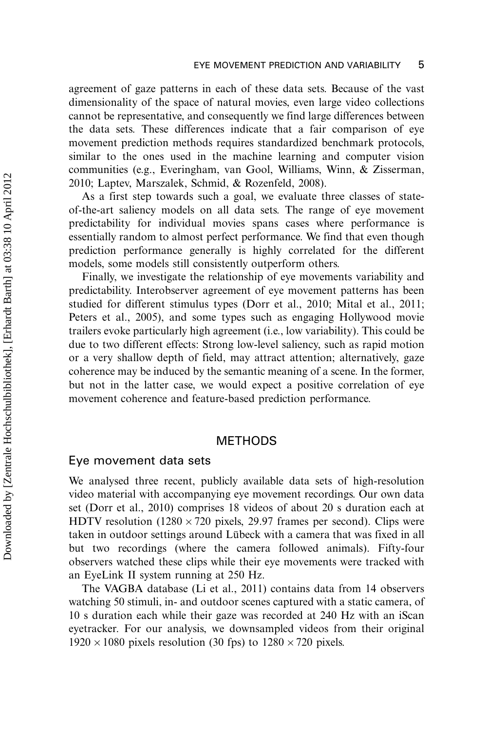agreement of gaze patterns in each of these data sets. Because of the vast dimensionality of the space of natural movies, even large video collections cannot be representative, and consequently we find large differences between the data sets. These differences indicate that a fair comparison of eye movement prediction methods requires standardized benchmark protocols, similar to the ones used in the machine learning and computer vision communities (e.g., Everingham, van Gool, Williams, Winn, & Zisserman, 2010; Laptev, Marszalek, Schmid, & Rozenfeld, 2008).

As a first step towards such a goal, we evaluate three classes of state-of-the-art saliency models on all data sets. The range of eye movement predictability for individual movies spans cases where performance is essentially random to almost perfect performance. We find that even though prediction performance generally is highly correlated for the different models, some models still consistently outperform others.

Finally, we investigate the relationship of eye movements variability and predictability. Interobserver agreement of eye movement patterns has been studied for different stimulus types (Dorr et al., 2010; Mital et al., 2011; Peters et al., 2005), and some types such as engaging Hollywood movie trailers evoke particularly high agreement (i.e., low variability). This could be due to two different effects: Strong low-level saliency, such as rapid motion or a very shallow depth of field, may attract attention; alternatively, gaze coherence may be induced by the semantic meaning of a scene. In the former, but not in the latter case, we would expect a positive correlation of eye movement coherence and feature-based prediction performance.

## METHODS

### Eye movement data sets

We analysed three recent, publicly available data sets of high-resolution video material with accompanying eye movement recordings. Our own data set (Dorr et al., 2010) comprises 18 videos of about 20 s duration each at HDTV resolution ($1280 \times 720$ pixels, 29.97 frames per second). Clips were taken in outdoor settings around Lübeck with a camera that was fixed in all but two recordings (where the camera followed animals). Fifty-four observers watched these clips while their eye movements were tracked with an EyeLink II system running at 250 Hz.

The VAGBA database (Li et al., 2011) contains data from 14 observers watching 50 stimuli, in- and outdoor scenes captured with a static camera, of 10 s duration each while their gaze was recorded at 240 Hz with an iScan eyetracker. For our analysis, we downsampled videos from their original $1920 \times 1080$ pixels resolution (30 fps) to $1280 \times 720$ pixels.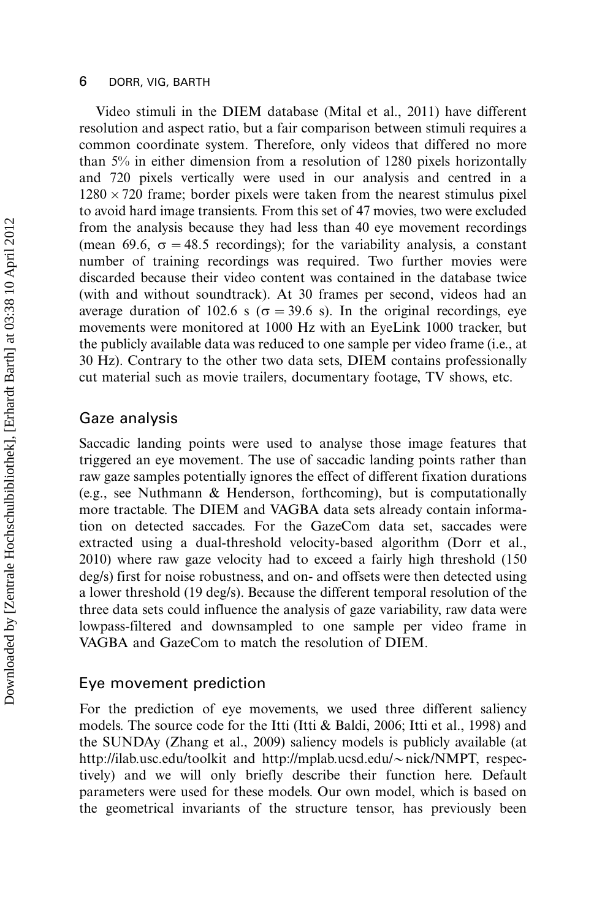Video stimuli in the DIEM database (Mital et al., 2011) have different resolution and aspect ratio, but a fair comparison between stimuli requires a common coordinate system. Therefore, only videos that differed no more than 5% in either dimension from a resolution of 1280 pixels horizontally and 720 pixels vertically were used in our analysis and centred in a $1280 \times 720$ frame; border pixels were taken from the nearest stimulus pixel to avoid hard image transients. From this set of 47 movies, two were excluded from the analysis because they had less than 40 eye movement recordings (mean 69.6, $\sigma = 48.5$ recordings); for the variability analysis, a constant number of training recordings was required. Two further movies were discarded because their video content was contained in the database twice (with and without soundtrack). At 30 frames per second, videos had an average duration of 102.6 s ($\sigma = 39.6$ s). In the original recordings, eye movements were monitored at 1000 Hz with an EyeLink 1000 tracker, but the publicly available data was reduced to one sample per video frame (i.e., at 30 Hz). Contrary to the other two data sets, DIEM contains professionally cut material such as movie trailers, documentary footage, TV shows, etc.

## Gaze analysis

Saccadic landing points were used to analyse those image features that triggered an eye movement. The use of saccadic landing points rather than raw gaze samples potentially ignores the effect of different fixation durations (e.g., see Nuthmann & Henderson, forthcoming), but is computationally more tractable. The DIEM and VAGBA data sets already contain information on detected saccades. For the GazeCom data set, saccades were extracted using a dual-threshold velocity-based algorithm (Dorr et al., 2010) where raw gaze velocity had to exceed a fairly high threshold (150 deg/s) first for noise robustness, and on- and offsets were then detected using a lower threshold (19 deg/s). Because the different temporal resolution of the three data sets could influence the analysis of gaze variability, raw data were lowpass-filtered and downsampled to one sample per video frame in VAGBA and GazeCom to match the resolution of DIEM.

## Eye movement prediction

For the prediction of eye movements, we used three different saliency models. The source code for the Itti (Itti & Baldi, 2006; Itti et al., 1998) and the SUNDAy (Zhang et al., 2009) saliency models is publicly available (at http://ilab.usc.edu/toolkit and http://mplab.ucsd.edu/~nick/NMPT, respectively) and we will only briefly describe their function here. Default parameters were used for these models. Our own model, which is based on the geometrical invariants of the structure tensor, has previously been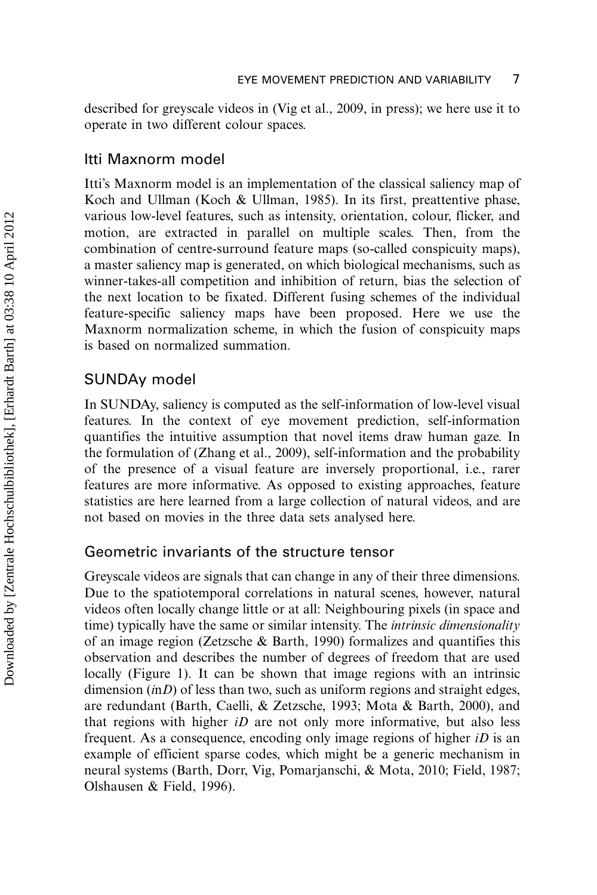described for greyscale videos in (Vig et al., 2009, in press); we here use it to operate in two different colour spaces.

## Itti Maxnorm model

Itti's Maxnorm model is an implementation of the classical saliency map of Koch and Ullman (Koch & Ullman, 1985). In its first, preattentive phase, various low-level features, such as intensity, orientation, colour, flicker, and motion, are extracted in parallel on multiple scales. Then, from the combination of centre-surround feature maps (so-called conspicuity maps), a master saliency map is generated, on which biological mechanisms, such as winner-takes-all competition and inhibition of return, bias the selection of the next location to be fixated. Different fusing schemes of the individual feature-specific saliency maps have been proposed. Here we use the Maxnorm normalization scheme, in which the fusion of conspicuity maps is based on normalized summation.

## SUNDAy model

In SUNDAy, saliency is computed as the self-information of low-level visual features. In the context of eye movement prediction, self-information quantifies the intuitive assumption that novel items draw human gaze. In the formulation of (Zhang et al., 2009), self-information and the probability of the presence of a visual feature are inversely proportional, i.e., rarer features are more informative. As opposed to existing approaches, feature statistics are here learned from a large collection of natural videos, and are not based on movies in the three data sets analysed here.

## Geometric invariants of the structure tensor

Greyscale videos are signals that can change in any of their three dimensions. Due to the spatiotemporal correlations in natural scenes, however, natural videos often locally change little or at all: Neighbouring pixels (in space and time) typically have the same or similar intensity. The *intrinsic dimensionality* of an image region (Zetzsche & Barth, 1990) formalizes and quantifies this observation and describes the number of degrees of freedom that are used locally (Figure 1). It can be shown that image regions with an intrinsic dimension (*i*n*D*) of less than two, such as uniform regions and straight edges, are redundant (Barth, Caelli, & Zetzsche, 1993; Mota & Barth, 2000), and that regions with higher *iD* are not only more informative, but also less frequent. As a consequence, encoding only image regions of higher *iD* is an example of efficient sparse codes, which might be a generic mechanism in neural systems (Barth, Dorr, Vig, Pomarjanschi, & Mota, 2010; Field, 1987; Olshausen & Field, 1996).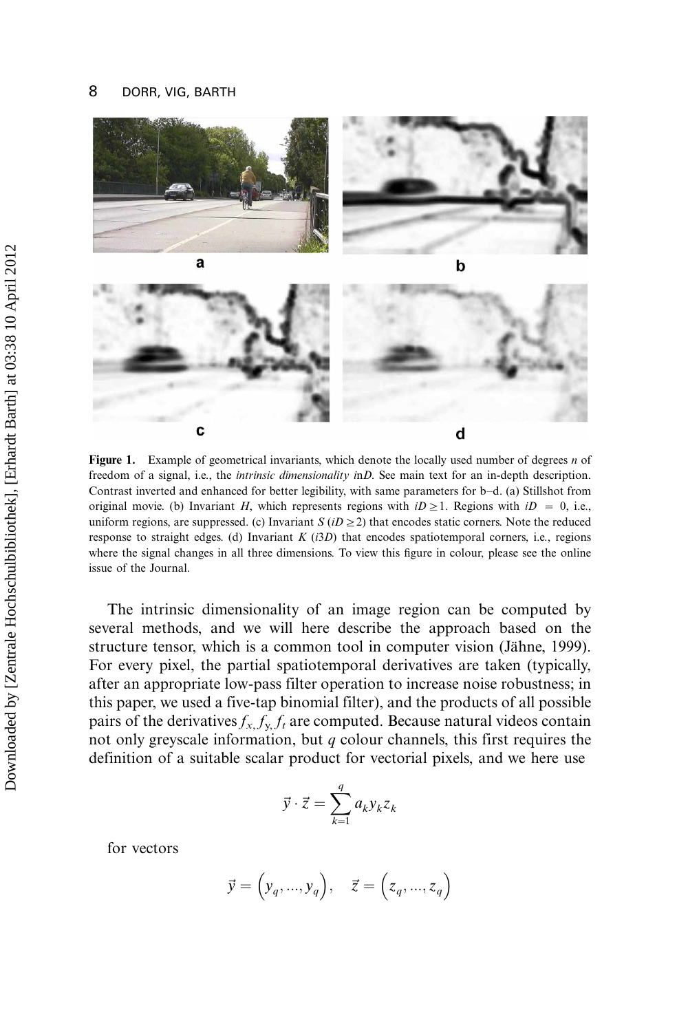**Figure 1.** Example of geometrical invariants, which denote the locally used number of degrees $n$ of freedom of a signal, i.e., the *intrinsic dimensionality* i$n$D. See main text for an in-depth description. Contrast inverted and enhanced for better legibility, with same parameters for b–d. (a) Stillshot from original movie. (b) Invariant $H$, which represents regions with $iD \geq 1$. Regions with $iD = 0$, i.e., uniform regions, are suppressed. (c) Invariant $S$ ($iD \geq 2$) that encodes static corners. Note the reduced response to straight edges. (d) Invariant $K$ ($i3D$) that encodes spatiotemporal corners, i.e., regions where the signal changes in all three dimensions. To view this figure in colour, please see the online issue of the Journal.

The intrinsic dimensionality of an image region can be computed by several methods, and we will here describe the approach based on the structure tensor, which is a common tool in computer vision (Jähne, 1999). For every pixel, the partial spatiotemporal derivatives are taken (typically, after an appropriate low-pass filter operation to increase noise robustness; in this paper, we used a five-tap binomial filter), and the products of all possible pairs of the derivatives $f_x, f_y, f_t$ are computed. Because natural videos contain not only greyscale information, but $q$ colour channels, this first requires the definition of a suitable scalar product for vectorial pixels, and we here use

$$\vec{y} \cdot \vec{z} = \sum_{k=1}^{q} a_k y_k z_k$$

for vectors

$$\vec{y} = \left(y_q, ..., y_q\right), \quad \vec{z} = \left(z_q, ..., z_q\right)$$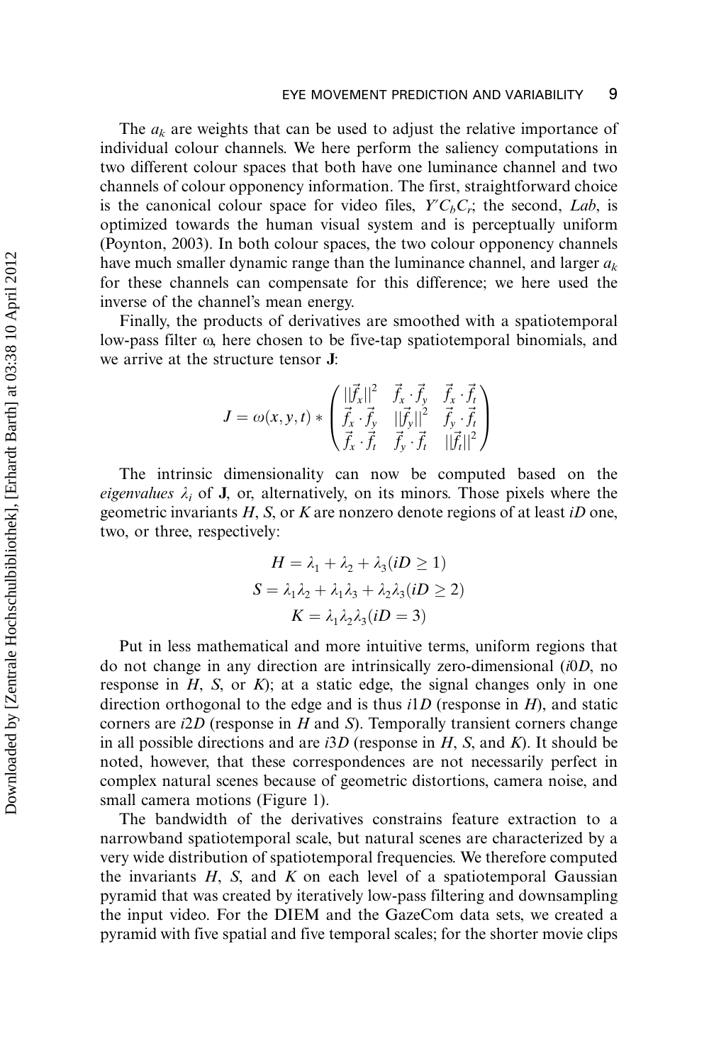The $a_k$ are weights that can be used to adjust the relative importance of individual colour channels. We here perform the saliency computations in two different colour spaces that both have one luminance channel and two channels of colour opponency information. The first, straightforward choice is the canonical colour space for video files, $Y'C_bC_r$; the second, *Lab*, is optimized towards the human visual system and is perceptually uniform (Poynton, 2003). In both colour spaces, the two colour opponency channels have much smaller dynamic range than the luminance channel, and larger $a_k$ for these channels can compensate for this difference; we here used the inverse of the channel's mean energy.

Finally, the products of derivatives are smoothed with a spatiotemporal low-pass filter ω, here chosen to be five-tap spatiotemporal binomials, and we arrive at the structure tensor **J**:

$$J = \omega(x, y, t) * \begin{pmatrix} ||\vec{f}_x||^2 & \vec{f}_x \cdot \vec{f}_y & \vec{f}_x \cdot \vec{f}_t \\ \vec{f}_x \cdot \vec{f}_y & ||\vec{f}_y||^2 & \vec{f}_y \cdot \vec{f}_t \\ \vec{f}_x \cdot \vec{f}_t & \vec{f}_y \cdot \vec{f}_t & ||\vec{f}_t||^2 \end{pmatrix}$$

The intrinsic dimensionality can now be computed based on the *eigenvalues* $\lambda_i$ of **J**, or, alternatively, on its minors. Those pixels where the geometric invariants $H$, $S$, or $K$ are nonzero denote regions of at least *iD* one, two, or three, respectively:

$$H = \lambda_1 + \lambda_2 + \lambda_3 (iD \geq 1)$$

$$S = \lambda_1\lambda_2 + \lambda_1\lambda_3 + \lambda_2\lambda_3 (iD \geq 2)$$

$$K = \lambda_1\lambda_2\lambda_3 (iD = 3)$$

Put in less mathematical and more intuitive terms, uniform regions that do not change in any direction are intrinsically zero-dimensional (*i*0*D*, no response in $H$, $S$, or $K$); at a static edge, the signal changes only in one direction orthogonal to the edge and is thus *i*1*D* (response in $H$), and static corners are *i*2*D* (response in $H$ and $S$). Temporally transient corners change in all possible directions and are *i*3*D* (response in $H$, $S$, and $K$). It should be noted, however, that these correspondences are not necessarily perfect in complex natural scenes because of geometric distortions, camera noise, and small camera motions (Figure 1).

The bandwidth of the derivatives constrains feature extraction to a narrowband spatiotemporal scale, but natural scenes are characterized by a very wide distribution of spatiotemporal frequencies. We therefore computed the invariants $H$, $S$, and $K$ on each level of a spatiotemporal Gaussian pyramid that was created by iteratively low-pass filtering and downsampling the input video. For the DIEM and the GazeCom data sets, we created a pyramid with five spatial and five temporal scales; for the shorter movie clips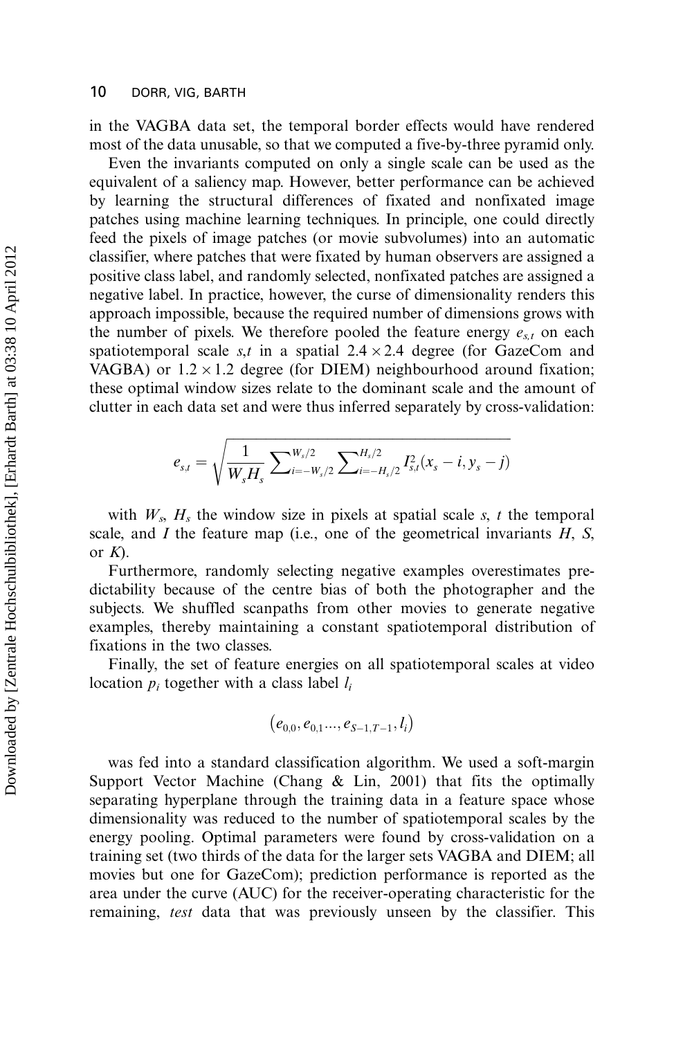in the VAGBA data set, the temporal border effects would have rendered most of the data unusable, so that we computed a five-by-three pyramid only.

Even the invariants computed on only a single scale can be used as the equivalent of a saliency map. However, better performance can be achieved by learning the structural differences of fixated and nonfixated image patches using machine learning techniques. In principle, one could directly feed the pixels of image patches (or movie subvolumes) into an automatic classifier, where patches that were fixated by human observers are assigned a positive class label, and randomly selected, nonfixated patches are assigned a negative label. In practice, however, the curse of dimensionality renders this approach impossible, because the required number of dimensions grows with the number of pixels. We therefore pooled the feature energy $e_{s,t}$ on each spatiotemporal scale $s,t$ in a spatial $2.4 \times 2.4$ degree (for GazeCom and VAGBA) or $1.2 \times 1.2$ degree (for DIEM) neighbourhood around fixation; these optimal window sizes relate to the dominant scale and the amount of clutter in each data set and were thus inferred separately by cross-validation:

$$e_{s,t} = \sqrt{\frac{1}{W_s H_s} \sum_{i=-W_s/2}^{W_s/2} \sum_{i=-H_s/2}^{H_s/2} I_{s,t}^2(x_s - i, y_s - j)}$$

with $W_s$, $H_s$ the window size in pixels at spatial scale $s$, $t$ the temporal scale, and $I$ the feature map (i.e., one of the geometrical invariants $H$, $S$, or $K$).

Furthermore, randomly selecting negative examples overestimates predictability because of the centre bias of both the photographer and the subjects. We shuffled scanpaths from other movies to generate negative examples, thereby maintaining a constant spatiotemporal distribution of fixations in the two classes.

Finally, the set of feature energies on all spatiotemporal scales at video location $p_i$ together with a class label $l_i$

$$(e_{0,0}, e_{0,1} \ldots, e_{S-1,T-1}, l_i)$$

was fed into a standard classification algorithm. We used a soft-margin Support Vector Machine (Chang & Lin, 2001) that fits the optimally separating hyperplane through the training data in a feature space whose dimensionality was reduced to the number of spatiotemporal scales by the energy pooling. Optimal parameters were found by cross-validation on a training set (two thirds of the data for the larger sets VAGBA and DIEM; all movies but one for GazeCom); prediction performance is reported as the area under the curve (AUC) for the receiver-operating characteristic for the remaining, *test* data that was previously unseen by the classifier. This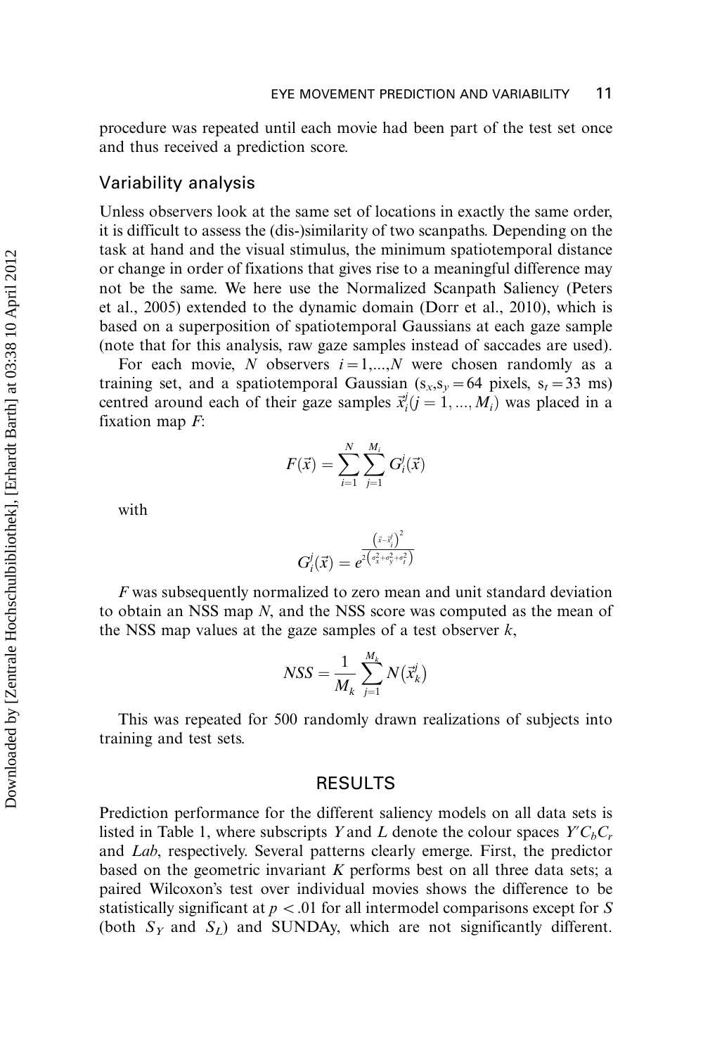procedure was repeated until each movie had been part of the test set once and thus received a prediction score.

## Variability analysis

Unless observers look at the same set of locations in exactly the same order, it is difficult to assess the (dis-)similarity of two scanpaths. Depending on the task at hand and the visual stimulus, the minimum spatiotemporal distance or change in order of fixations that gives rise to a meaningful difference may not be the same. We here use the Normalized Scanpath Saliency (Peters et al., 2005) extended to the dynamic domain (Dorr et al., 2010), which is based on a superposition of spatiotemporal Gaussians at each gaze sample (note that for this analysis, raw gaze samples instead of saccades are used).

For each movie, $N$ observers $i=1,...,N$ were chosen randomly as a training set, and a spatiotemporal Gaussian ($s_x, s_y = 64$ pixels, $s_t = 33$ ms) centred around each of their gaze samples $\vec{x}_i^j (j = 1, ..., M_i)$ was placed in a fixation map $F$:

$$F(\vec{x}) = \sum_{i=1}^{N} \sum_{j=1}^{M_i} G_i^j(\vec{x})$$

with

$$G_i^j(\vec{x}) = e^{\frac{\left(\vec{x}-\vec{x}_i^j\right)^2}{2\left(\sigma_x^2+\sigma_y^2+\sigma_t^2\right)}}$$

$F$ was subsequently normalized to zero mean and unit standard deviation to obtain an NSS map $N$, and the NSS score was computed as the mean of the NSS map values at the gaze samples of a test observer $k$,

$$NSS = \frac{1}{M_k} \sum_{j=1}^{M_k} N\left(\vec{x}_k^j\right)$$

This was repeated for 500 randomly drawn realizations of subjects into training and test sets.

# RESULTS

Prediction performance for the different saliency models on all data sets is listed in Table 1, where subscripts $Y$ and $L$ denote the colour spaces $Y'C_bC_r$ and *Lab*, respectively. Several patterns clearly emerge. First, the predictor based on the geometric invariant $K$ performs best on all three data sets; a paired Wilcoxon's test over individual movies shows the difference to be statistically significant at $p < .01$ for all intermodel comparisons except for $S$ (both $S_Y$ and $S_L$) and SUNDAy, which are not significantly different.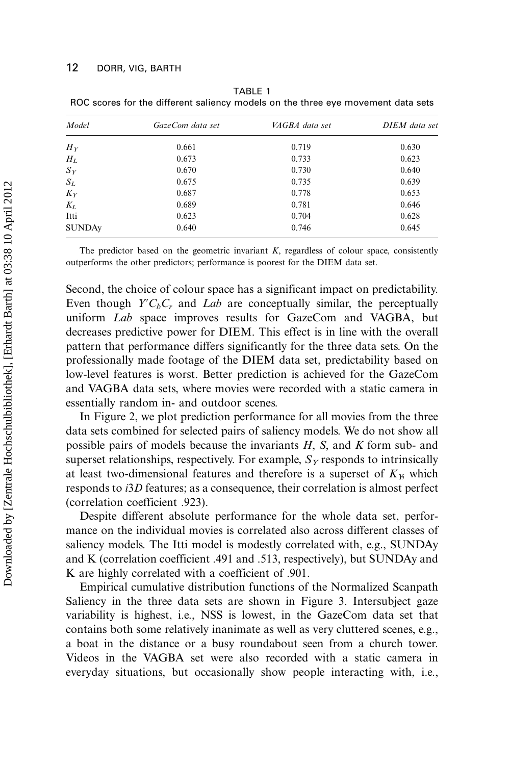TABLE 1
ROC scores for the different saliency models on the three eye movement data sets

| *Model* | *GazeCom data set* | *VAGBA data set* | *DIEM data set* |
|---|---|---|---|
| $H_Y$ | 0.661 | 0.719 | 0.630 |
| $H_L$ | 0.673 | 0.733 | 0.623 |
| $S_Y$ | 0.670 | 0.730 | 0.640 |
| $S_L$ | 0.675 | 0.735 | 0.639 |
| $K_Y$ | 0.687 | 0.778 | 0.653 |
| $K_L$ | 0.689 | 0.781 | 0.646 |
| Itti | 0.623 | 0.704 | 0.628 |
| SUNDAy | 0.640 | 0.746 | 0.645 |

The predictor based on the geometric invariant *K*, regardless of colour space, consistently outperforms the other predictors; performance is poorest for the DIEM data set.

Second, the choice of colour space has a significant impact on predictability. Even though $Y'C_bC_r$ and *Lab* are conceptually similar, the perceptually uniform *Lab* space improves results for GazeCom and VAGBA, but decreases predictive power for DIEM. This effect is in line with the overall pattern that performance differs significantly for the three data sets. On the professionally made footage of the DIEM data set, predictability based on low-level features is worst. Better prediction is achieved for the GazeCom and VAGBA data sets, where movies were recorded with a static camera in essentially random in- and outdoor scenes.

In Figure 2, we plot prediction performance for all movies from the three data sets combined for selected pairs of saliency models. We do not show all possible pairs of models because the invariants *H*, *S*, and *K* form sub- and superset relationships, respectively. For example, $S_Y$ responds to intrinsically at least two-dimensional features and therefore is a superset of $K_Y$, which responds to *i*3*D* features; as a consequence, their correlation is almost perfect (correlation coefficient .923).

Despite different absolute performance for the whole data set, performance on the individual movies is correlated also across different classes of saliency models. The Itti model is modestly correlated with, e.g., SUNDAy and K (correlation coefficient .491 and .513, respectively), but SUNDAy and K are highly correlated with a coefficient of .901.

Empirical cumulative distribution functions of the Normalized Scanpath Saliency in the three data sets are shown in Figure 3. Intersubject gaze variability is highest, i.e., NSS is lowest, in the GazeCom data set that contains both some relatively inanimate as well as very cluttered scenes, e.g., a boat in the distance or a busy roundabout seen from a church tower. Videos in the VAGBA set were also recorded with a static camera in everyday situations, but occasionally show people interacting with, i.e.,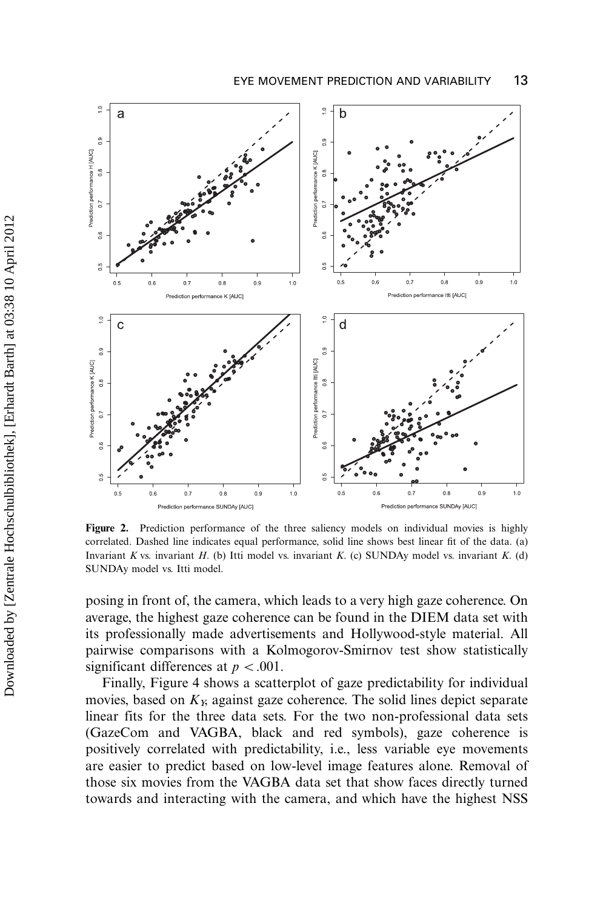**Figure 2.** Prediction performance of the three saliency models on individual movies is highly correlated. Dashed line indicates equal performance, solid line shows best linear fit of the data. (a) Invariant $K$ vs. invariant $H$. (b) Itti model vs. invariant $K$. (c) SUNDAy model vs. invariant $K$. (d) SUNDAy model vs. Itti model.

posing in front of, the camera, which leads to a very high gaze coherence. On average, the highest gaze coherence can be found in the DIEM data set with its professionally made advertisements and Hollywood-style material. All pairwise comparisons with a Kolmogorov-Smirnov test show statistically significant differences at $p < .001$.

Finally, Figure 4 shows a scatterplot of gaze predictability for individual movies, based on $K_Y$, against gaze coherence. The solid lines depict separate linear fits for the three data sets. For the two non-professional data sets (GazeCom and VAGBA, black and red symbols), gaze coherence is positively correlated with predictability, i.e., less variable eye movements are easier to predict based on low-level image features alone. Removal of those six movies from the VAGBA data set that show faces directly turned towards and interacting with the camera, and which have the highest NSS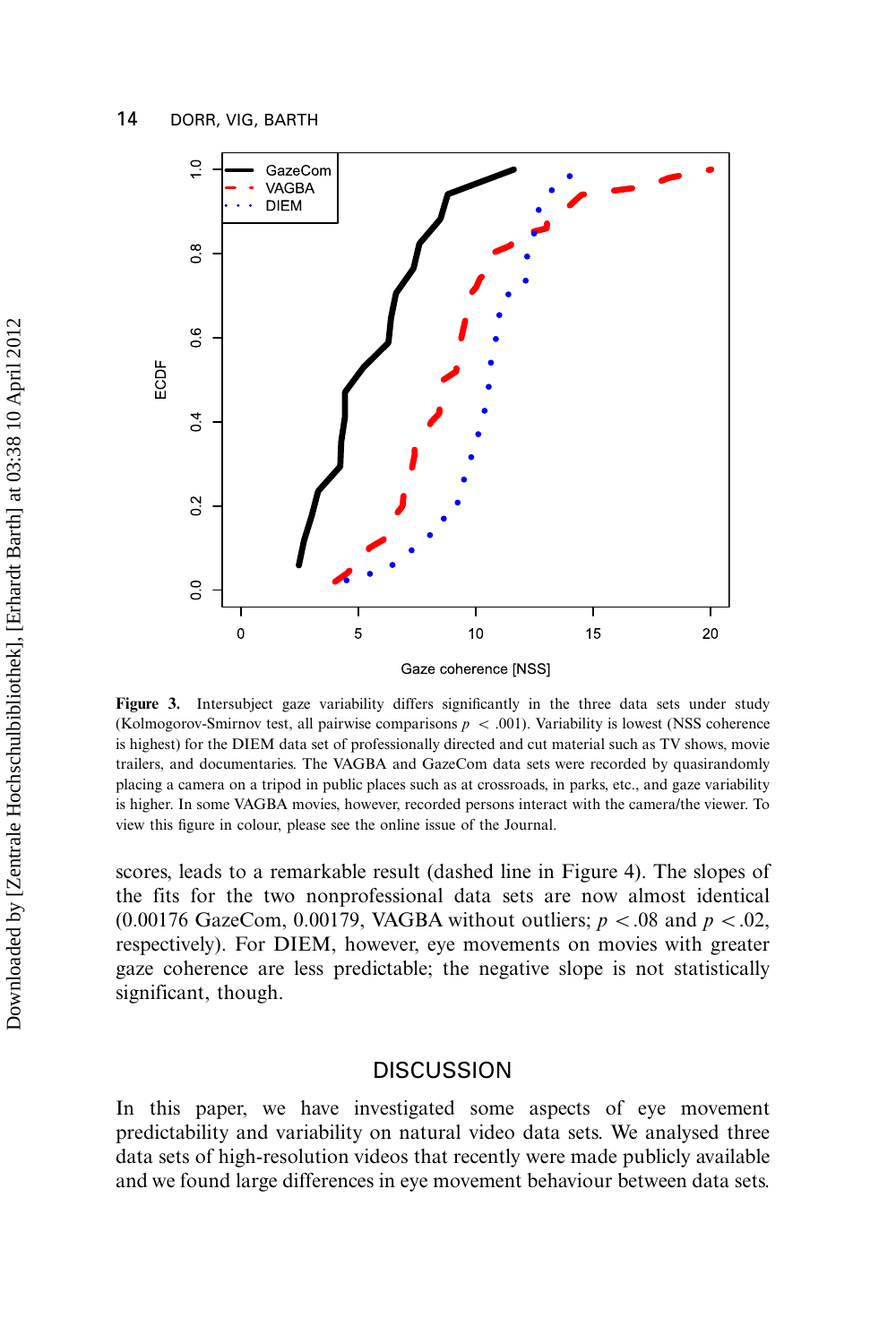**Figure 3.** Intersubject gaze variability differs significantly in the three data sets under study (Kolmogorov-Smirnov test, all pairwise comparisons $p < .001$). Variability is lowest (NSS coherence is highest) for the DIEM data set of professionally directed and cut material such as TV shows, movie trailers, and documentaries. The VAGBA and GazeCom data sets were recorded by quasirandomly placing a camera on a tripod in public places such as at crossroads, in parks, etc., and gaze variability is higher. In some VAGBA movies, however, recorded persons interact with the camera/the viewer. To view this figure in colour, please see the online issue of the Journal.

scores, leads to a remarkable result (dashed line in Figure 4). The slopes of the fits for the two nonprofessional data sets are now almost identical (0.00176 GazeCom, 0.00179, VAGBA without outliers; $p < .08$ and $p < .02$, respectively). For DIEM, however, eye movements on movies with greater gaze coherence are less predictable; the negative slope is not statistically significant, though.

## DISCUSSION

In this paper, we have investigated some aspects of eye movement predictability and variability on natural video data sets. We analysed three data sets of high-resolution videos that recently were made publicly available and we found large differences in eye movement behaviour between data sets.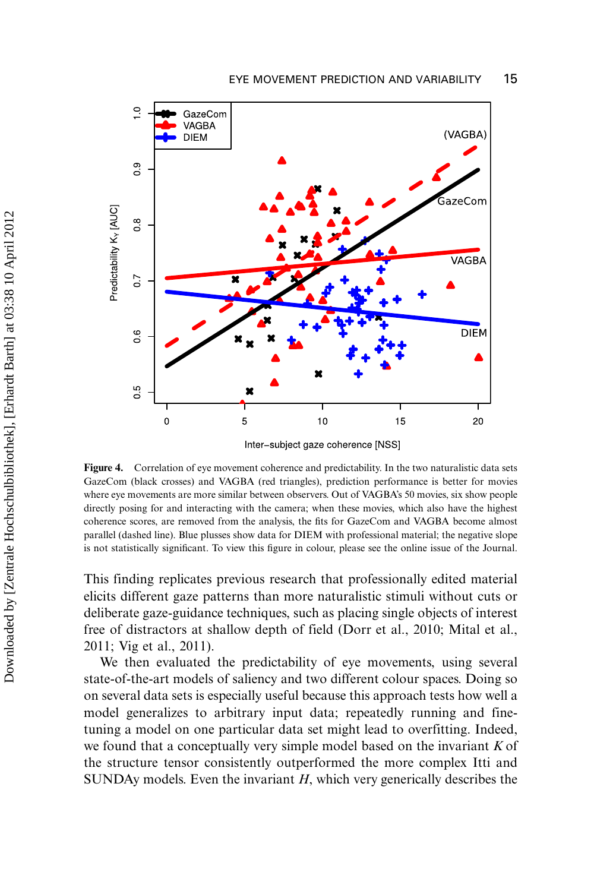Figure 4. Correlation of eye movement coherence and predictability. In the two naturalistic data sets GazeCom (black crosses) and VAGBA (red triangles), prediction performance is better for movies where eye movements are more similar between observers. Out of VAGBA's 50 movies, six show people directly posing for and interacting with the camera; when these movies, which also have the highest coherence scores, are removed from the analysis, the fits for GazeCom and VAGBA become almost parallel (dashed line). Blue plusses show data for DIEM with professional material; the negative slope is not statistically significant. To view this figure in colour, please see the online issue of the Journal.

This finding replicates previous research that professionally edited material elicits different gaze patterns than more naturalistic stimuli without cuts or deliberate gaze-guidance techniques, such as placing single objects of interest free of distractors at shallow depth of field (Dorr et al., 2010; Mital et al., 2011; Vig et al., 2011).

We then evaluated the predictability of eye movements, using several state-of-the-art models of saliency and two different colour spaces. Doing so on several data sets is especially useful because this approach tests how well a model generalizes to arbitrary input data; repeatedly running and fine-tuning a model on one particular data set might lead to overfitting. Indeed, we found that a conceptually very simple model based on the invariant $K$ of the structure tensor consistently outperformed the more complex Itti and SUNDAy models. Even the invariant $H$, which very generically describes the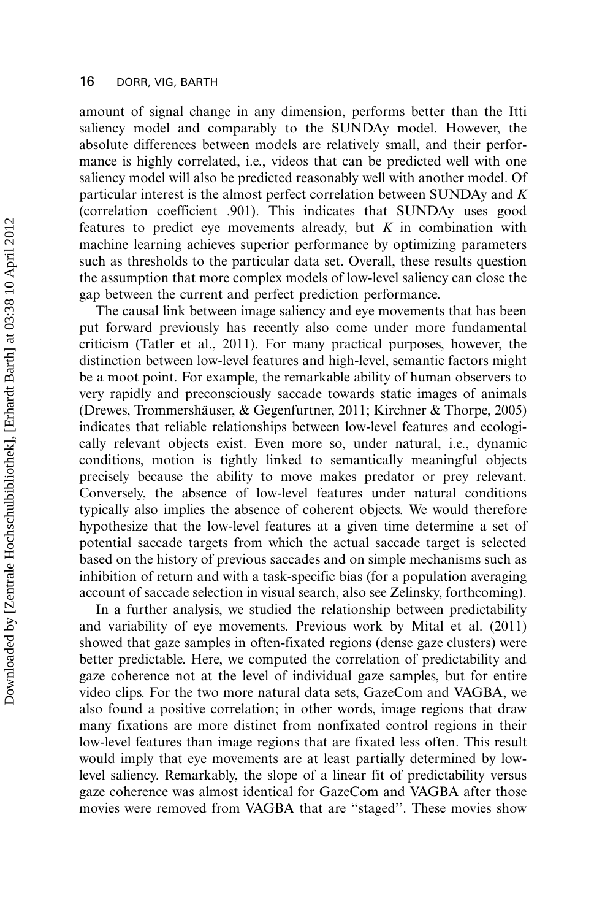amount of signal change in any dimension, performs better than the Itti saliency model and comparably to the SUNDAy model. However, the absolute differences between models are relatively small, and their performance is highly correlated, i.e., videos that can be predicted well with one saliency model will also be predicted reasonably well with another model. Of particular interest is the almost perfect correlation between SUNDAy and $K$ (correlation coefficient .901). This indicates that SUNDAy uses good features to predict eye movements already, but $K$ in combination with machine learning achieves superior performance by optimizing parameters such as thresholds to the particular data set. Overall, these results question the assumption that more complex models of low-level saliency can close the gap between the current and perfect prediction performance.

The causal link between image saliency and eye movements that has been put forward previously has recently also come under more fundamental criticism (Tatler et al., 2011). For many practical purposes, however, the distinction between low-level features and high-level, semantic factors might be a moot point. For example, the remarkable ability of human observers to very rapidly and preconsciously saccade towards static images of animals (Drewes, Trommershäuser, & Gegenfurtner, 2011; Kirchner & Thorpe, 2005) indicates that reliable relationships between low-level features and ecologically relevant objects exist. Even more so, under natural, i.e., dynamic conditions, motion is tightly linked to semantically meaningful objects precisely because the ability to move makes predator or prey relevant. Conversely, the absence of low-level features under natural conditions typically also implies the absence of coherent objects. We would therefore hypothesize that the low-level features at a given time determine a set of potential saccade targets from which the actual saccade target is selected based on the history of previous saccades and on simple mechanisms such as inhibition of return and with a task-specific bias (for a population averaging account of saccade selection in visual search, also see Zelinsky, forthcoming).

In a further analysis, we studied the relationship between predictability and variability of eye movements. Previous work by Mital et al. (2011) showed that gaze samples in often-fixated regions (dense gaze clusters) were better predictable. Here, we computed the correlation of predictability and gaze coherence not at the level of individual gaze samples, but for entire video clips. For the two more natural data sets, GazeCom and VAGBA, we also found a positive correlation; in other words, image regions that draw many fixations are more distinct from nonfixated control regions in their low-level features than image regions that are fixated less often. This result would imply that eye movements are at least partially determined by low-level saliency. Remarkably, the slope of a linear fit of predictability versus gaze coherence was almost identical for GazeCom and VAGBA after those movies were removed from VAGBA that are "staged". These movies show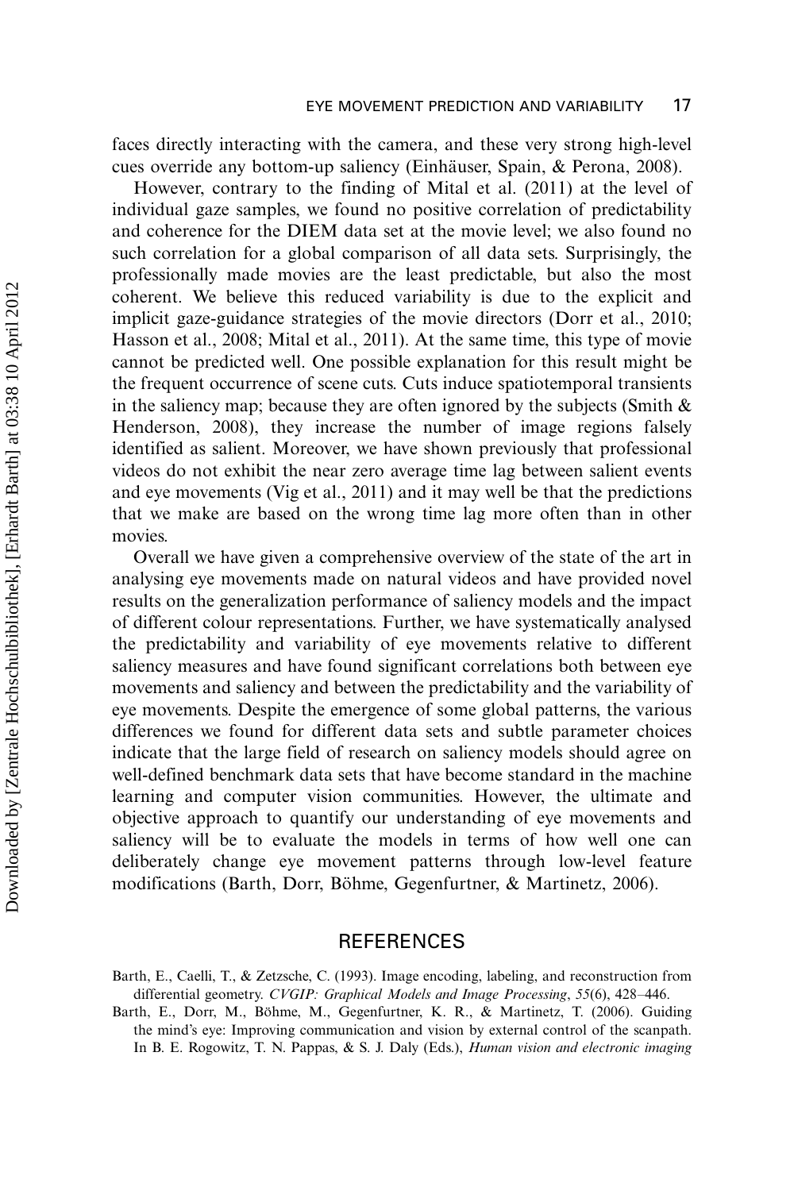faces directly interacting with the camera, and these very strong high-level cues override any bottom-up saliency (Einhäuser, Spain, & Perona, 2008).

However, contrary to the finding of Mital et al. (2011) at the level of individual gaze samples, we found no positive correlation of predictability and coherence for the DIEM data set at the movie level; we also found no such correlation for a global comparison of all data sets. Surprisingly, the professionally made movies are the least predictable, but also the most coherent. We believe this reduced variability is due to the explicit and implicit gaze-guidance strategies of the movie directors (Dorr et al., 2010; Hasson et al., 2008; Mital et al., 2011). At the same time, this type of movie cannot be predicted well. One possible explanation for this result might be the frequent occurrence of scene cuts. Cuts induce spatiotemporal transients in the saliency map; because they are often ignored by the subjects (Smith & Henderson, 2008), they increase the number of image regions falsely identified as salient. Moreover, we have shown previously that professional videos do not exhibit the near zero average time lag between salient events and eye movements (Vig et al., 2011) and it may well be that the predictions that we make are based on the wrong time lag more often than in other movies.

Overall we have given a comprehensive overview of the state of the art in analysing eye movements made on natural videos and have provided novel results on the generalization performance of saliency models and the impact of different colour representations. Further, we have systematically analysed the predictability and variability of eye movements relative to different saliency measures and have found significant correlations both between eye movements and saliency and between the predictability and the variability of eye movements. Despite the emergence of some global patterns, the various differences we found for different data sets and subtle parameter choices indicate that the large field of research on saliency models should agree on well-defined benchmark data sets that have become standard in the machine learning and computer vision communities. However, the ultimate and objective approach to quantify our understanding of eye movements and saliency will be to evaluate the models in terms of how well one can deliberately change eye movement patterns through low-level feature modifications (Barth, Dorr, Böhme, Gegenfurtner, & Martinetz, 2006).

## REFERENCES

Barth, E., Caelli, T., & Zetzsche, C. (1993). Image encoding, labeling, and reconstruction from differential geometry. *CVGIP: Graphical Models and Image Processing*, *55*(6), 428–446.

Barth, E., Dorr, M., Böhme, M., Gegenfurtner, K. R., & Martinetz, T. (2006). Guiding the mind's eye: Improving communication and vision by external control of the scanpath. In B. E. Rogowitz, T. N. Pappas, & S. J. Daly (Eds.), *Human vision and electronic imaging*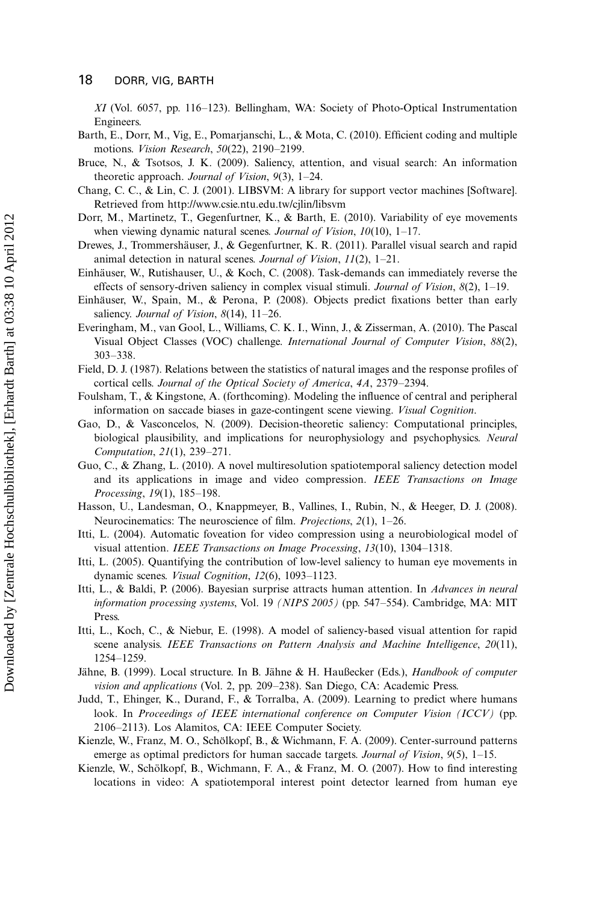*XI* (Vol. 6057, pp. 116–123). Bellingham, WA: Society of Photo-Optical Instrumentation Engineers.

Barth, E., Dorr, M., Vig, E., Pomarjanschi, L., & Mota, C. (2010). Efficient coding and multiple motions. *Vision Research*, *50*(22), 2190–2199.

Bruce, N., & Tsotsos, J. K. (2009). Saliency, attention, and visual search: An information theoretic approach. *Journal of Vision*, *9*(3), 1–24.

Chang, C. C., & Lin, C. J. (2001). LIBSVM: A library for support vector machines [Software]. Retrieved from http://www.csie.ntu.edu.tw/cjlin/libsvm

Dorr, M., Martinetz, T., Gegenfurtner, K., & Barth, E. (2010). Variability of eye movements when viewing dynamic natural scenes. *Journal of Vision*, *10*(10), 1–17.

Drewes, J., Trommershäuser, J., & Gegenfurtner, K. R. (2011). Parallel visual search and rapid animal detection in natural scenes. *Journal of Vision*, *11*(2), 1–21.

Einhäuser, W., Rutishauser, U., & Koch, C. (2008). Task-demands can immediately reverse the effects of sensory-driven saliency in complex visual stimuli. *Journal of Vision*, *8*(2), 1–19.

Einhäuser, W., Spain, M., & Perona, P. (2008). Objects predict fixations better than early saliency. *Journal of Vision*, *8*(14), 11–26.

Everingham, M., van Gool, L., Williams, C. K. I., Winn, J., & Zisserman, A. (2010). The Pascal Visual Object Classes (VOC) challenge. *International Journal of Computer Vision*, *88*(2), 303–338.

Field, D. J. (1987). Relations between the statistics of natural images and the response profiles of cortical cells. *Journal of the Optical Society of America*, *4A*, 2379–2394.

Foulsham, T., & Kingstone, A. (forthcoming). Modeling the influence of central and peripheral information on saccade biases in gaze-contingent scene viewing. *Visual Cognition*.

Gao, D., & Vasconcelos, N. (2009). Decision-theoretic saliency: Computational principles, biological plausibility, and implications for neurophysiology and psychophysics. *Neural Computation*, *21*(1), 239–271.

Guo, C., & Zhang, L. (2010). A novel multiresolution spatiotemporal saliency detection model and its applications in image and video compression. *IEEE Transactions on Image Processing*, *19*(1), 185–198.

Hasson, U., Landesman, O., Knappmeyer, B., Vallines, I., Rubin, N., & Heeger, D. J. (2008). Neurocinematics: The neuroscience of film. *Projections*, *2*(1), 1–26.

Itti, L. (2004). Automatic foveation for video compression using a neurobiological model of visual attention. *IEEE Transactions on Image Processing*, *13*(10), 1304–1318.

Itti, L. (2005). Quantifying the contribution of low-level saliency to human eye movements in dynamic scenes. *Visual Cognition*, *12*(6), 1093–1123.

Itti, L., & Baldi, P. (2006). Bayesian surprise attracts human attention. In *Advances in neural information processing systems*, Vol. 19 *(NIPS 2005)* (pp. 547–554). Cambridge, MA: MIT Press.

Itti, L., Koch, C., & Niebur, E. (1998). A model of saliency-based visual attention for rapid scene analysis. *IEEE Transactions on Pattern Analysis and Machine Intelligence*, *20*(11), 1254–1259.

Jähne, B. (1999). Local structure. In B. Jähne & H. Haußecker (Eds.), *Handbook of computer vision and applications* (Vol. 2, pp. 209–238). San Diego, CA: Academic Press.

Judd, T., Ehinger, K., Durand, F., & Torralba, A. (2009). Learning to predict where humans look. In *Proceedings of IEEE international conference on Computer Vision (ICCV)* (pp. 2106–2113). Los Alamitos, CA: IEEE Computer Society.

Kienzle, W., Franz, M. O., Schölkopf, B., & Wichmann, F. A. (2009). Center-surround patterns emerge as optimal predictors for human saccade targets. *Journal of Vision*, *9*(5), 1–15.

Kienzle, W., Schölkopf, B., Wichmann, F. A., & Franz, M. O. (2007). How to find interesting locations in video: A spatiotemporal interest point detector learned from human eye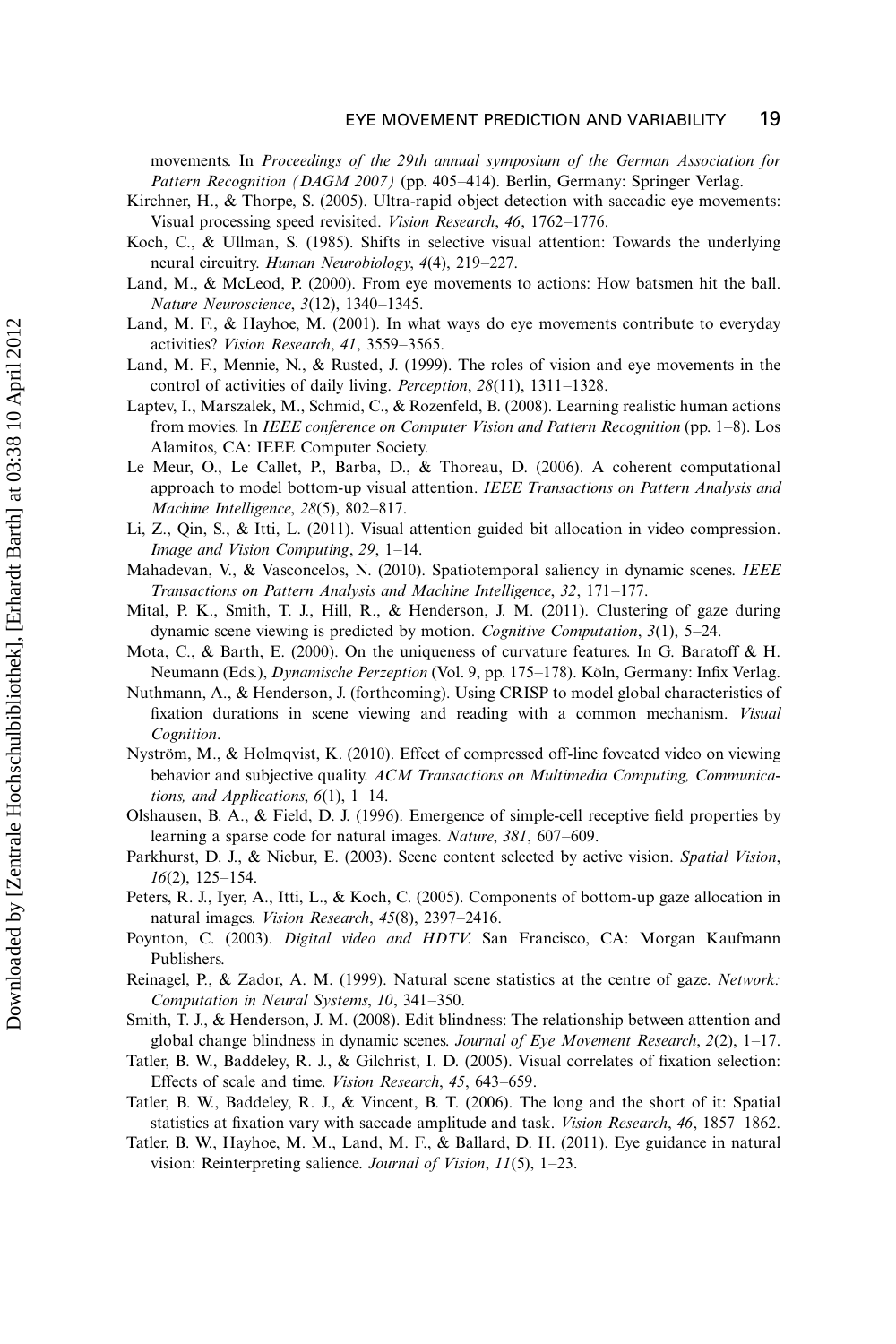movements. In *Proceedings of the 29th annual symposium of the German Association for Pattern Recognition (DAGM 2007)* (pp. 405–414). Berlin, Germany: Springer Verlag.

Kirchner, H., & Thorpe, S. (2005). Ultra-rapid object detection with saccadic eye movements: Visual processing speed revisited. *Vision Research*, *46*, 1762–1776.

Koch, C., & Ullman, S. (1985). Shifts in selective visual attention: Towards the underlying neural circuitry. *Human Neurobiology*, *4*(4), 219–227.

Land, M., & McLeod, P. (2000). From eye movements to actions: How batsmen hit the ball. *Nature Neuroscience*, *3*(12), 1340–1345.

Land, M. F., & Hayhoe, M. (2001). In what ways do eye movements contribute to everyday activities? *Vision Research*, *41*, 3559–3565.

Land, M. F., Mennie, N., & Rusted, J. (1999). The roles of vision and eye movements in the control of activities of daily living. *Perception*, *28*(11), 1311–1328.

Laptev, I., Marszalek, M., Schmid, C., & Rozenfeld, B. (2008). Learning realistic human actions from movies. In *IEEE conference on Computer Vision and Pattern Recognition* (pp. 1–8). Los Alamitos, CA: IEEE Computer Society.

Le Meur, O., Le Callet, P., Barba, D., & Thoreau, D. (2006). A coherent computational approach to model bottom-up visual attention. *IEEE Transactions on Pattern Analysis and Machine Intelligence*, *28*(5), 802–817.

Li, Z., Qin, S., & Itti, L. (2011). Visual attention guided bit allocation in video compression. *Image and Vision Computing*, *29*, 1–14.

Mahadevan, V., & Vasconcelos, N. (2010). Spatiotemporal saliency in dynamic scenes. *IEEE Transactions on Pattern Analysis and Machine Intelligence*, *32*, 171–177.

Mital, P. K., Smith, T. J., Hill, R., & Henderson, J. M. (2011). Clustering of gaze during dynamic scene viewing is predicted by motion. *Cognitive Computation*, *3*(1), 5–24.

Mota, C., & Barth, E. (2000). On the uniqueness of curvature features. In G. Baratoff & H. Neumann (Eds.), *Dynamische Perzeption* (Vol. 9, pp. 175–178). Köln, Germany: Infix Verlag.

Nuthmann, A., & Henderson, J. (forthcoming). Using CRISP to model global characteristics of fixation durations in scene viewing and reading with a common mechanism. *Visual Cognition*.

Nyström, M., & Holmqvist, K. (2010). Effect of compressed off-line foveated video on viewing behavior and subjective quality. *ACM Transactions on Multimedia Computing, Communications, and Applications*, *6*(1), 1–14.

Olshausen, B. A., & Field, D. J. (1996). Emergence of simple-cell receptive field properties by learning a sparse code for natural images. *Nature*, *381*, 607–609.

Parkhurst, D. J., & Niebur, E. (2003). Scene content selected by active vision. *Spatial Vision*, *16*(2), 125–154.

Peters, R. J., Iyer, A., Itti, L., & Koch, C. (2005). Components of bottom-up gaze allocation in natural images. *Vision Research*, *45*(8), 2397–2416.

Poynton, C. (2003). *Digital video and HDTV*. San Francisco, CA: Morgan Kaufmann Publishers.

Reinagel, P., & Zador, A. M. (1999). Natural scene statistics at the centre of gaze. *Network: Computation in Neural Systems*, *10*, 341–350.

Smith, T. J., & Henderson, J. M. (2008). Edit blindness: The relationship between attention and global change blindness in dynamic scenes. *Journal of Eye Movement Research*, *2*(2), 1–17.

Tatler, B. W., Baddeley, R. J., & Gilchrist, I. D. (2005). Visual correlates of fixation selection: Effects of scale and time. *Vision Research*, *45*, 643–659.

Tatler, B. W., Baddeley, R. J., & Vincent, B. T. (2006). The long and the short of it: Spatial statistics at fixation vary with saccade amplitude and task. *Vision Research*, *46*, 1857–1862.

Tatler, B. W., Hayhoe, M. M., Land, M. F., & Ballard, D. H. (2011). Eye guidance in natural vision: Reinterpreting salience. *Journal of Vision*, *11*(5), 1–23.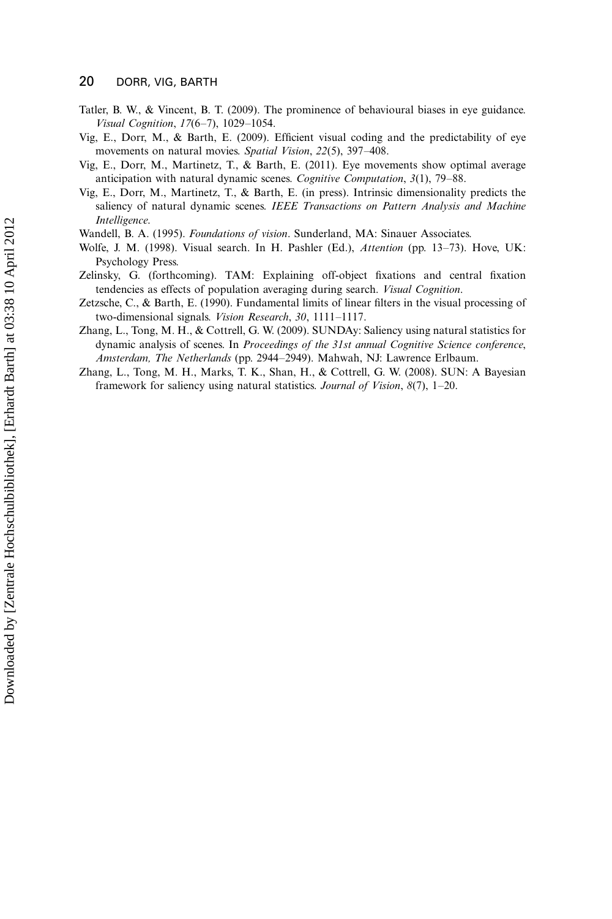Tatler, B. W., & Vincent, B. T. (2009). The prominence of behavioural biases in eye guidance. *Visual Cognition*, *17*(6–7), 1029–1054.

Vig, E., Dorr, M., & Barth, E. (2009). Efficient visual coding and the predictability of eye movements on natural movies. *Spatial Vision*, *22*(5), 397–408.

Vig, E., Dorr, M., Martinetz, T., & Barth, E. (2011). Eye movements show optimal average anticipation with natural dynamic scenes. *Cognitive Computation*, *3*(1), 79–88.

Vig, E., Dorr, M., Martinetz, T., & Barth, E. (in press). Intrinsic dimensionality predicts the saliency of natural dynamic scenes. *IEEE Transactions on Pattern Analysis and Machine Intelligence*.

Wandell, B. A. (1995). *Foundations of vision*. Sunderland, MA: Sinauer Associates.

Wolfe, J. M. (1998). Visual search. In H. Pashler (Ed.), *Attention* (pp. 13–73). Hove, UK: Psychology Press.

Zelinsky, G. (forthcoming). TAM: Explaining off-object fixations and central fixation tendencies as effects of population averaging during search. *Visual Cognition*.

Zetzsche, C., & Barth, E. (1990). Fundamental limits of linear filters in the visual processing of two-dimensional signals. *Vision Research*, *30*, 1111–1117.

Zhang, L., Tong, M. H., & Cottrell, G. W. (2009). SUNDAy: Saliency using natural statistics for dynamic analysis of scenes. In *Proceedings of the 31st annual Cognitive Science conference, Amsterdam, The Netherlands* (pp. 2944–2949). Mahwah, NJ: Lawrence Erlbaum.

Zhang, L., Tong, M. H., Marks, T. K., Shan, H., & Cottrell, G. W. (2008). SUN: A Bayesian framework for saliency using natural statistics. *Journal of Vision*, *8*(7), 1–20.